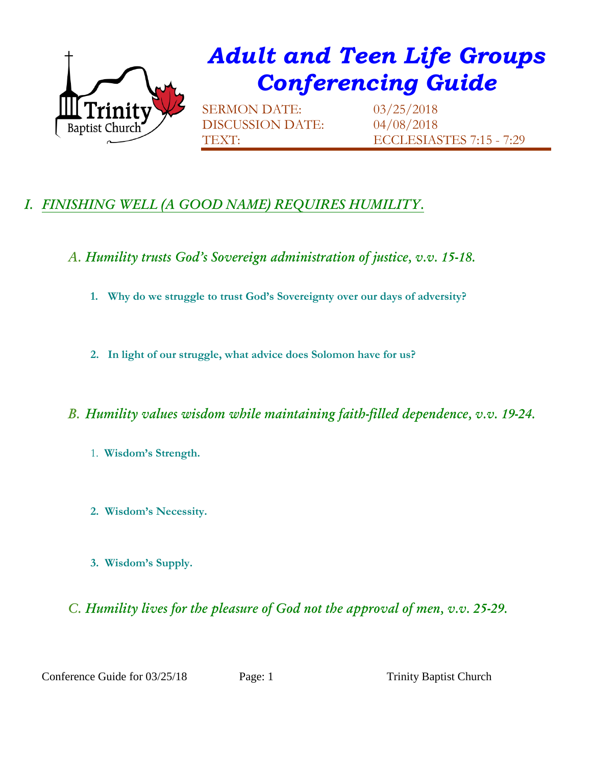# Adult and Teen Life Groups Conferencing Guide

SERMON DATE: 03/25/2018
DISCUSSION DATE: 04/08/2018
TEXT: ECCLESIASTES 7:15 - 7:29

## I. FINISHING WELL (A GOOD NAME) REQUIRES HUMILITY.

### A. Humility trusts God's Sovereign administration of justice, v.v. 15-18.

1. **Why do we struggle to trust God's Sovereignty over our days of adversity?**

2. **In light of our struggle, what advice does Solomon have for us?**

### B. Humility values wisdom while maintaining faith-filled dependence, v.v. 19-24.

1. **Wisdom's Strength.**

2. **Wisdom's Necessity.**

3. **Wisdom's Supply.**

### C. Humility lives for the pleasure of God not the approval of men, v.v. 25-29.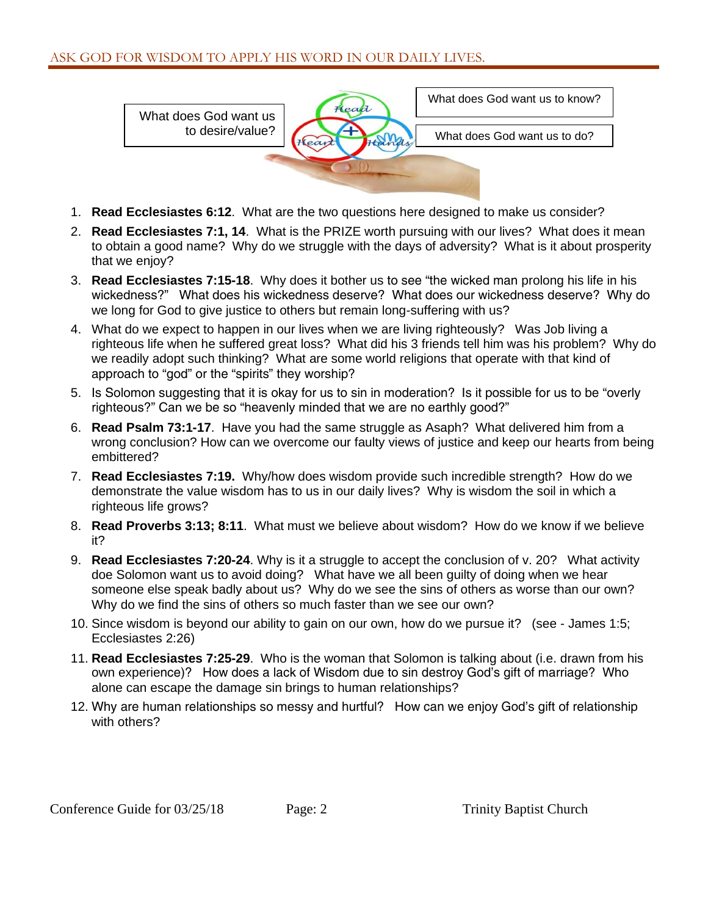ASK GOD FOR WISDOM TO APPLY HIS WORD IN OUR DAILY LIVES.

What does God want us to desire/value?

What does God want us to know?

What does God want us to do?

1. **Read Ecclesiastes 6:12**. What are the two questions here designed to make us consider?
2. **Read Ecclesiastes 7:1, 14**. What is the PRIZE worth pursuing with our lives? What does it mean to obtain a good name? Why do we struggle with the days of adversity? What is it about prosperity that we enjoy?
3. **Read Ecclesiastes 7:15-18**. Why does it bother us to see "the wicked man prolong his life in his wickedness?" What does his wickedness deserve? What does our wickedness deserve? Why do we long for God to give justice to others but remain long-suffering with us?
4. What do we expect to happen in our lives when we are living righteously? Was Job living a righteous life when he suffered great loss? What did his 3 friends tell him was his problem? Why do we readily adopt such thinking? What are some world religions that operate with that kind of approach to "god" or the "spirits" they worship?
5. Is Solomon suggesting that it is okay for us to sin in moderation? Is it possible for us to be "overly righteous?" Can we be so "heavenly minded that we are no earthly good?"
6. **Read Psalm 73:1-17**. Have you had the same struggle as Asaph? What delivered him from a wrong conclusion? How can we overcome our faulty views of justice and keep our hearts from being embittered?
7. **Read Ecclesiastes 7:19.** Why/how does wisdom provide such incredible strength? How do we demonstrate the value wisdom has to us in our daily lives? Why is wisdom the soil in which a righteous life grows?
8. **Read Proverbs 3:13; 8:11**. What must we believe about wisdom? How do we know if we believe it?
9. **Read Ecclesiastes 7:20-24**. Why is it a struggle to accept the conclusion of v. 20? What activity doe Solomon want us to avoid doing? What have we all been guilty of doing when we hear someone else speak badly about us? Why do we see the sins of others as worse than our own? Why do we find the sins of others so much faster than we see our own?
10. Since wisdom is beyond our ability to gain on our own, how do we pursue it? (see - James 1:5; Ecclesiastes 2:26)
11. **Read Ecclesiastes 7:25-29**. Who is the woman that Solomon is talking about (i.e. drawn from his own experience)? How does a lack of Wisdom due to sin destroy God's gift of marriage? Who alone can escape the damage sin brings to human relationships?
12. Why are human relationships so messy and hurtful? How can we enjoy God's gift of relationship with others?